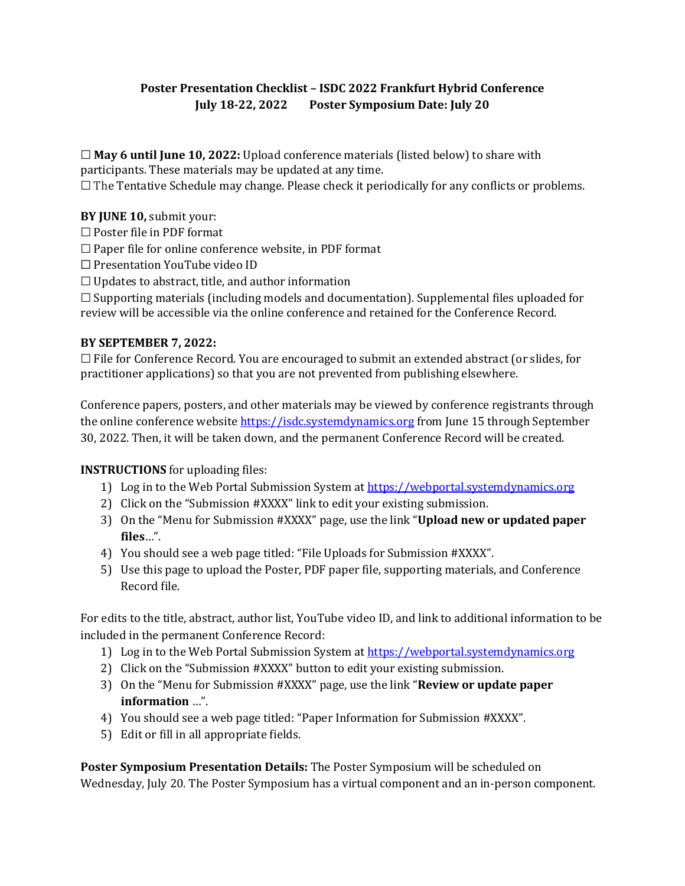**Poster Presentation Checklist – ISDC 2022 Frankfurt Hybrid Conference**
**July 18-22, 2022 Poster Symposium Date: July 20**

☐ **May 6 until June 10, 2022:** Upload conference materials (listed below) to share with participants. These materials may be updated at any time.
☐ The Tentative Schedule may change. Please check it periodically for any conflicts or problems.

**BY JUNE 10,** submit your:
☐ Poster file in PDF format
☐ Paper file for online conference website, in PDF format
☐ Presentation YouTube video ID
☐ Updates to abstract, title, and author information
☐ Supporting materials (including models and documentation). Supplemental files uploaded for review will be accessible via the online conference and retained for the Conference Record.

**BY SEPTEMBER 7, 2022:**
☐ File for Conference Record. You are encouraged to submit an extended abstract (or slides, for practitioner applications) so that you are not prevented from publishing elsewhere.

Conference papers, posters, and other materials may be viewed by conference registrants through the online conference website https://isdc.systemdynamics.org from June 15 through September 30, 2022. Then, it will be taken down, and the permanent Conference Record will be created.

**INSTRUCTIONS** for uploading files:

1) Log in to the Web Portal Submission System at https://webportal.systemdynamics.org
2) Click on the "Submission #XXXX" link to edit your existing submission.
3) On the "Menu for Submission #XXXX" page, use the link "**Upload new or updated paper files**…".
4) You should see a web page titled: "File Uploads for Submission #XXXX".
5) Use this page to upload the Poster, PDF paper file, supporting materials, and Conference Record file.

For edits to the title, abstract, author list, YouTube video ID, and link to additional information to be included in the permanent Conference Record:

1) Log in to the Web Portal Submission System at https://webportal.systemdynamics.org
2) Click on the "Submission #XXXX" button to edit your existing submission.
3) On the "Menu for Submission #XXXX" page, use the link "**Review or update paper information** …".
4) You should see a web page titled: "Paper Information for Submission #XXXX".
5) Edit or fill in all appropriate fields.

**Poster Symposium Presentation Details:** The Poster Symposium will be scheduled on Wednesday, July 20. The Poster Symposium has a virtual component and an in-person component.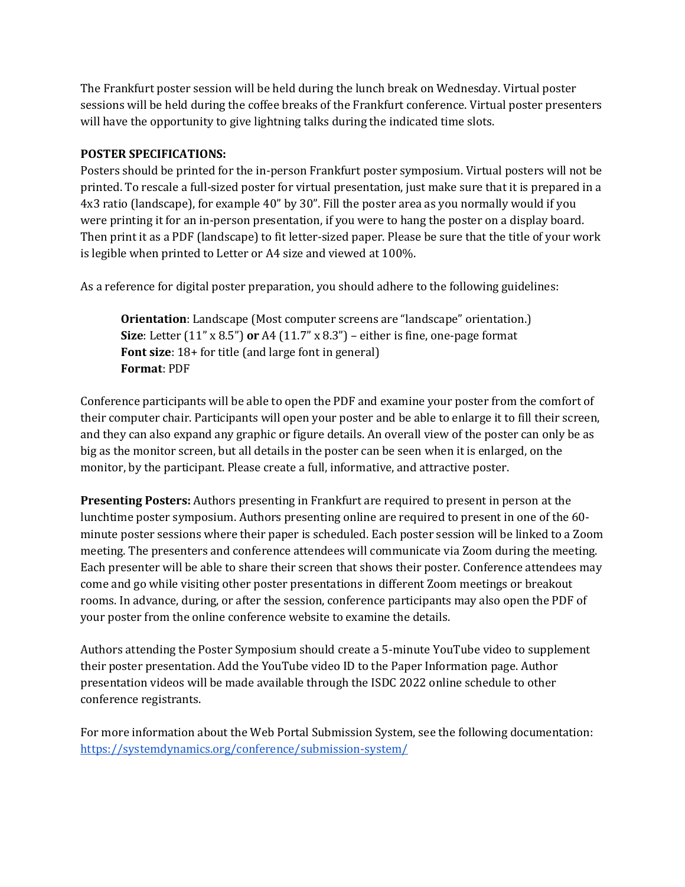The Frankfurt poster session will be held during the lunch break on Wednesday. Virtual poster sessions will be held during the coffee breaks of the Frankfurt conference. Virtual poster presenters will have the opportunity to give lightning talks during the indicated time slots.

**POSTER SPECIFICATIONS:**
Posters should be printed for the in-person Frankfurt poster symposium. Virtual posters will not be printed. To rescale a full-sized poster for virtual presentation, just make sure that it is prepared in a 4x3 ratio (landscape), for example 40" by 30". Fill the poster area as you normally would if you were printing it for an in-person presentation, if you were to hang the poster on a display board. Then print it as a PDF (landscape) to fit letter-sized paper. Please be sure that the title of your work is legible when printed to Letter or A4 size and viewed at 100%.

As a reference for digital poster preparation, you should adhere to the following guidelines:

> **Orientation**: Landscape (Most computer screens are "landscape" orientation.)
> **Size**: Letter (11" x 8.5") **or** A4 (11.7" x 8.3") – either is fine, one-page format
> **Font size**: 18+ for title (and large font in general)
> **Format**: PDF

Conference participants will be able to open the PDF and examine your poster from the comfort of their computer chair. Participants will open your poster and be able to enlarge it to fill their screen, and they can also expand any graphic or figure details. An overall view of the poster can only be as big as the monitor screen, but all details in the poster can be seen when it is enlarged, on the monitor, by the participant. Please create a full, informative, and attractive poster.

**Presenting Posters:** Authors presenting in Frankfurt are required to present in person at the lunchtime poster symposium. Authors presenting online are required to present in one of the 60-minute poster sessions where their paper is scheduled. Each poster session will be linked to a Zoom meeting. The presenters and conference attendees will communicate via Zoom during the meeting. Each presenter will be able to share their screen that shows their poster. Conference attendees may come and go while visiting other poster presentations in different Zoom meetings or breakout rooms. In advance, during, or after the session, conference participants may also open the PDF of your poster from the online conference website to examine the details.

Authors attending the Poster Symposium should create a 5-minute YouTube video to supplement their poster presentation. Add the YouTube video ID to the Paper Information page. Author presentation videos will be made available through the ISDC 2022 online schedule to other conference registrants.

For more information about the Web Portal Submission System, see the following documentation: [https://systemdynamics.org/conference/submission-system/](https://systemdynamics.org/conference/submission-system/)